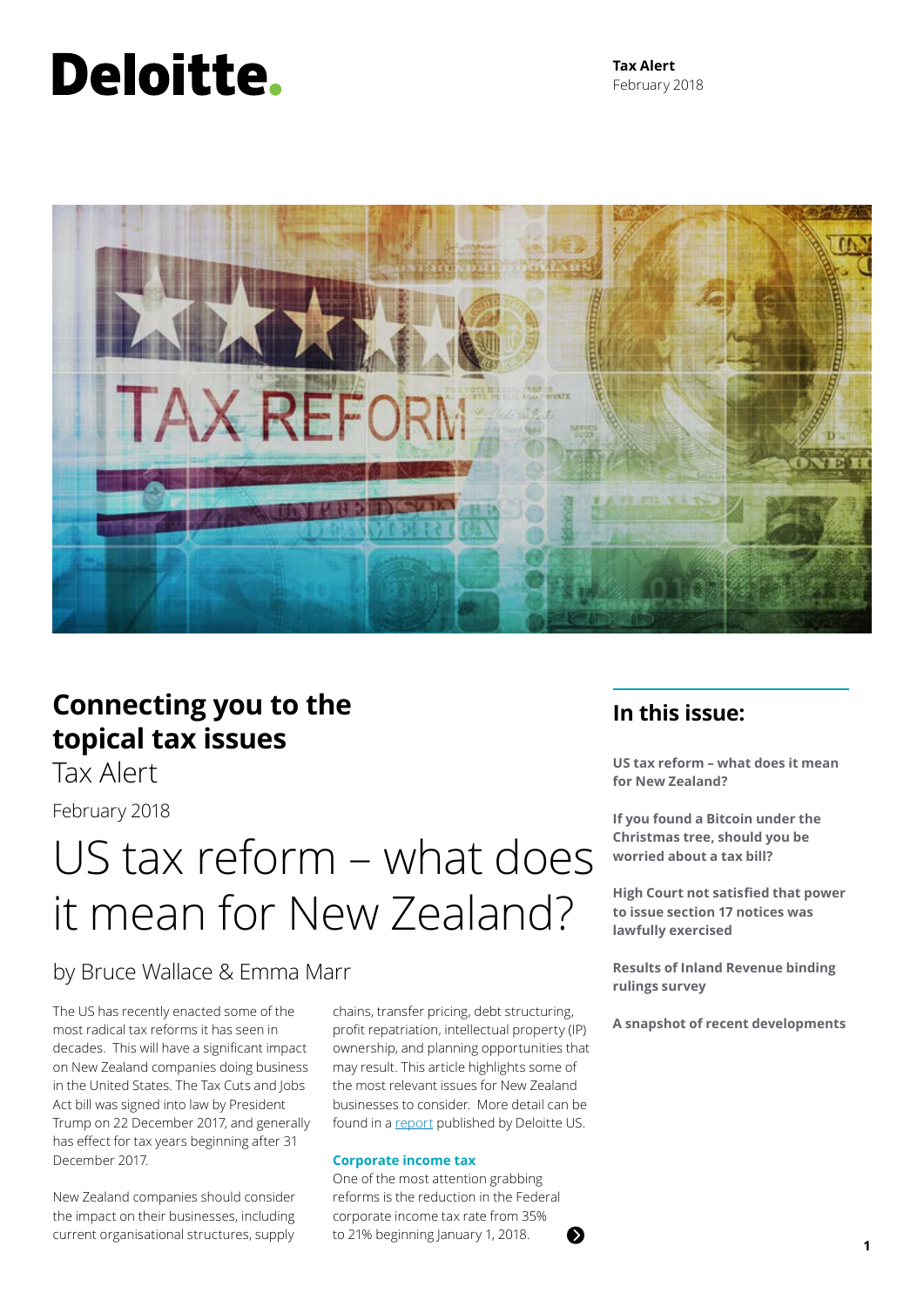Deloitte.

**Tax Alert**
February 2018

## Connecting you to the topical tax issues

Tax Alert

February 2018

# US tax reform – what does it mean for New Zealand?

by Bruce Wallace & Emma Marr

The US has recently enacted some of the most radical tax reforms it has seen in decades. This will have a significant impact on New Zealand companies doing business in the United States. The Tax Cuts and Jobs Act bill was signed into law by President Trump on 22 December 2017, and generally has effect for tax years beginning after 31 December 2017.

New Zealand companies should consider the impact on their businesses, including current organisational structures, supply chains, transfer pricing, debt structuring, profit repatriation, intellectual property (IP) ownership, and planning opportunities that may result. This article highlights some of the most relevant issues for New Zealand businesses to consider. More detail can be found in a report published by Deloitte US.

### Corporate income tax

One of the most attention grabbing reforms is the reduction in the Federal corporate income tax rate from 35% to 21% beginning January 1, 2018.

## In this issue:

**US tax reform – what does it mean for New Zealand?**

**If you found a Bitcoin under the Christmas tree, should you be worried about a tax bill?**

**High Court not satisfied that power to issue section 17 notices was lawfully exercised**

**Results of Inland Revenue binding rulings survey**

**A snapshot of recent developments**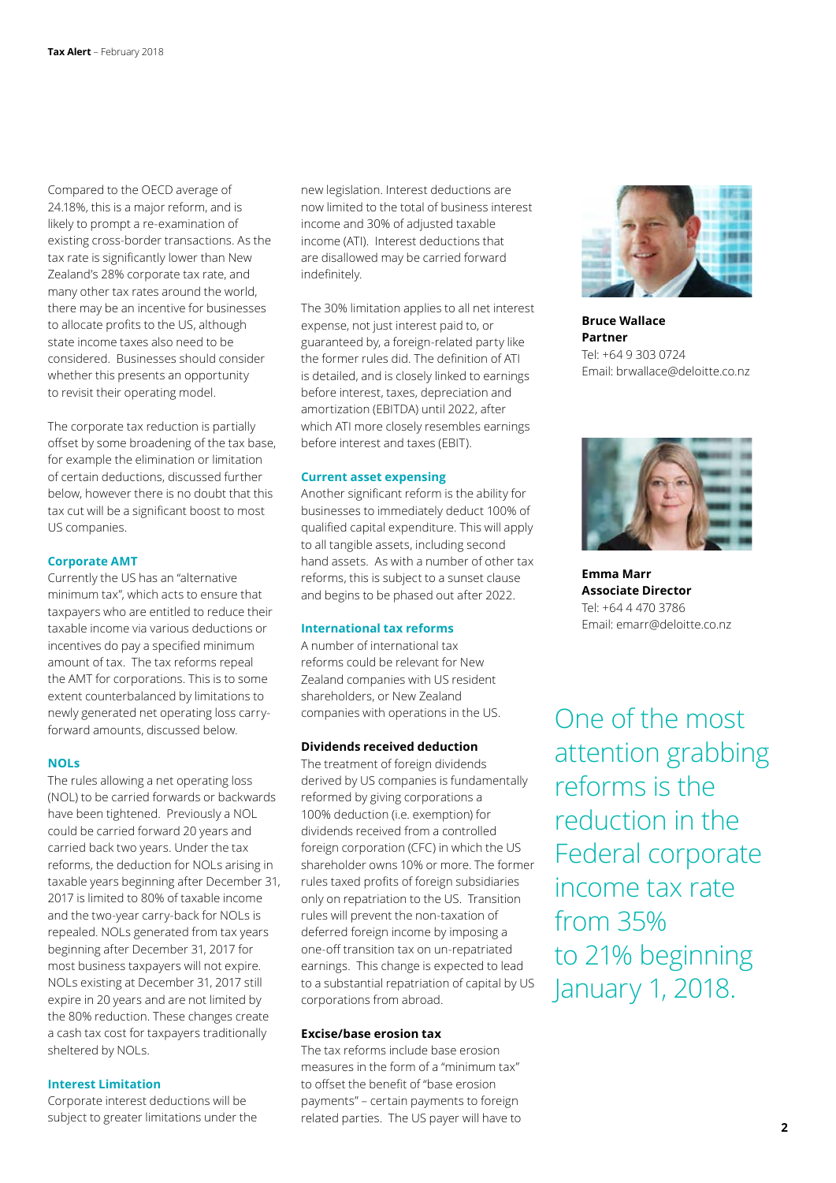Compared to the OECD average of 24.18%, this is a major reform, and is likely to prompt a re-examination of existing cross-border transactions. As the tax rate is significantly lower than New Zealand's 28% corporate tax rate, and many other tax rates around the world, there may be an incentive for businesses to allocate profits to the US, although state income taxes also need to be considered. Businesses should consider whether this presents an opportunity to revisit their operating model.

The corporate tax reduction is partially offset by some broadening of the tax base, for example the elimination or limitation of certain deductions, discussed further below, however there is no doubt that this tax cut will be a significant boost to most US companies.

### Corporate AMT

Currently the US has an "alternative minimum tax", which acts to ensure that taxpayers who are entitled to reduce their taxable income via various deductions or incentives do pay a specified minimum amount of tax. The tax reforms repeal the AMT for corporations. This is to some extent counterbalanced by limitations to newly generated net operating loss carry-forward amounts, discussed below.

### NOLs

The rules allowing a net operating loss (NOL) to be carried forwards or backwards have been tightened. Previously a NOL could be carried forward 20 years and carried back two years. Under the tax reforms, the deduction for NOLs arising in taxable years beginning after December 31, 2017 is limited to 80% of taxable income and the two-year carry-back for NOLs is repealed. NOLs generated from tax years beginning after December 31, 2017 for most business taxpayers will not expire. NOLs existing at December 31, 2017 still expire in 20 years and are not limited by the 80% reduction. These changes create a cash tax cost for taxpayers traditionally sheltered by NOLs.

### Interest Limitation

Corporate interest deductions will be subject to greater limitations under the new legislation. Interest deductions are now limited to the total of business interest income and 30% of adjusted taxable income (ATI). Interest deductions that are disallowed may be carried forward indefinitely.

The 30% limitation applies to all net interest expense, not just interest paid to, or guaranteed by, a foreign-related party like the former rules did. The definition of ATI is detailed, and is closely linked to earnings before interest, taxes, depreciation and amortization (EBITDA) until 2022, after which ATI more closely resembles earnings before interest and taxes (EBIT).

### Current asset expensing

Another significant reform is the ability for businesses to immediately deduct 100% of qualified capital expenditure. This will apply to all tangible assets, including second hand assets. As with a number of other tax reforms, this is subject to a sunset clause and begins to be phased out after 2022.

### International tax reforms

A number of international tax reforms could be relevant for New Zealand companies with US resident shareholders, or New Zealand companies with operations in the US.

#### Dividends received deduction

The treatment of foreign dividends derived by US companies is fundamentally reformed by giving corporations a 100% deduction (i.e. exemption) for dividends received from a controlled foreign corporation (CFC) in which the US shareholder owns 10% or more. The former rules taxed profits of foreign subsidiaries only on repatriation to the US. Transition rules will prevent the non-taxation of deferred foreign income by imposing a one-off transition tax on un-repatriated earnings. This change is expected to lead to a substantial repatriation of capital by US corporations from abroad.

#### Excise/base erosion tax

The tax reforms include base erosion measures in the form of a "minimum tax" to offset the benefit of "base erosion payments" – certain payments to foreign related parties. The US payer will have to

**Bruce Wallace**
**Partner**
Tel: +64 9 303 0724
Email: brwallace@deloitte.co.nz

**Emma Marr**
**Associate Director**
Tel: +64 4 470 3786
Email: emarr@deloitte.co.nz

One of the most attention grabbing reforms is the reduction in the Federal corporate income tax rate from 35% to 21% beginning January 1, 2018.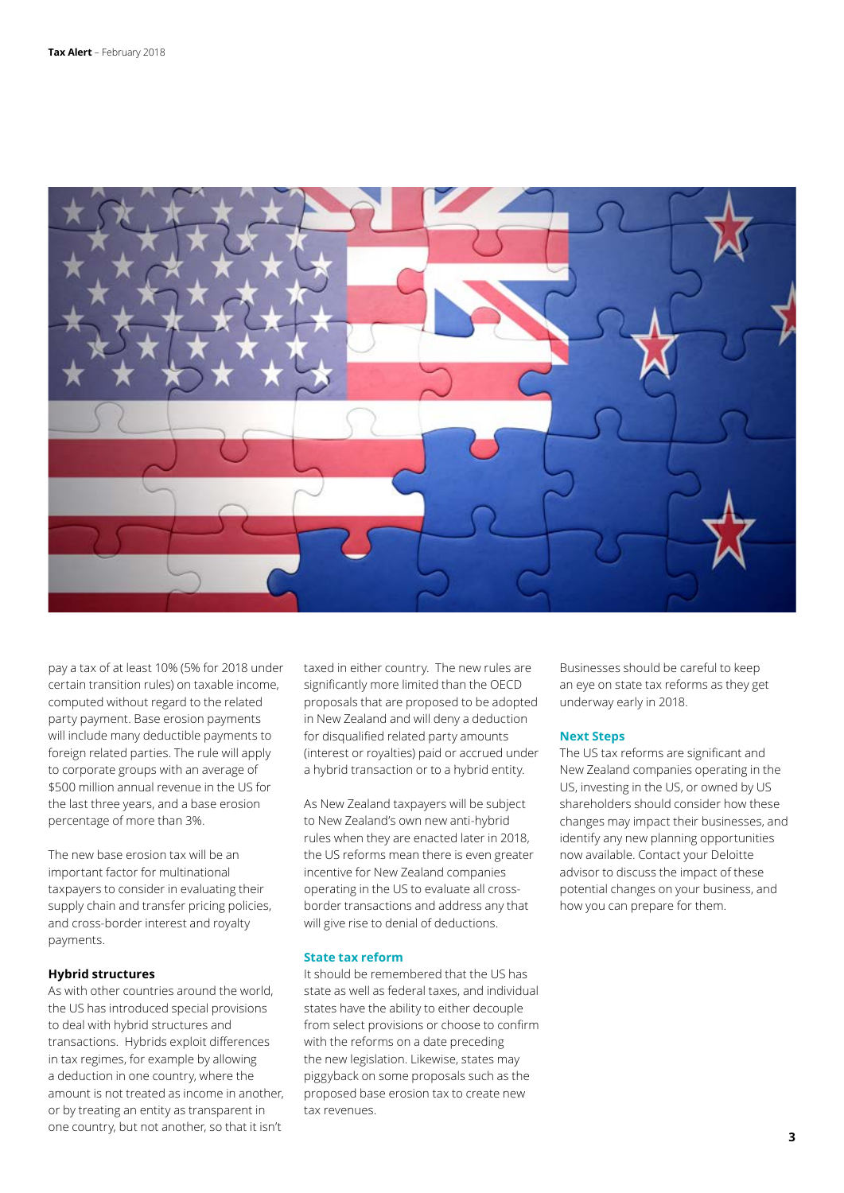pay a tax of at least 10% (5% for 2018 under certain transition rules) on taxable income, computed without regard to the related party payment. Base erosion payments will include many deductible payments to foreign related parties. The rule will apply to corporate groups with an average of $500 million annual revenue in the US for the last three years, and a base erosion percentage of more than 3%.

The new base erosion tax will be an important factor for multinational taxpayers to consider in evaluating their supply chain and transfer pricing policies, and cross-border interest and royalty payments.

### Hybrid structures

As with other countries around the world, the US has introduced special provisions to deal with hybrid structures and transactions. Hybrids exploit differences in tax regimes, for example by allowing a deduction in one country, where the amount is not treated as income in another, or by treating an entity as transparent in one country, but not another, so that it isn't taxed in either country. The new rules are significantly more limited than the OECD proposals that are proposed to be adopted in New Zealand and will deny a deduction for disqualified related party amounts (interest or royalties) paid or accrued under a hybrid transaction or to a hybrid entity.

As New Zealand taxpayers will be subject to New Zealand's own new anti-hybrid rules when they are enacted later in 2018, the US reforms mean there is even greater incentive for New Zealand companies operating in the US to evaluate all cross-border transactions and address any that will give rise to denial of deductions.

### State tax reform

It should be remembered that the US has state as well as federal taxes, and individual states have the ability to either decouple from select provisions or choose to confirm with the reforms on a date preceding the new legislation. Likewise, states may piggyback on some proposals such as the proposed base erosion tax to create new tax revenues.

Businesses should be careful to keep an eye on state tax reforms as they get underway early in 2018.

### Next Steps

The US tax reforms are significant and New Zealand companies operating in the US, investing in the US, or owned by US shareholders should consider how these changes may impact their businesses, and identify any new planning opportunities now available. Contact your Deloitte advisor to discuss the impact of these potential changes on your business, and how you can prepare for them.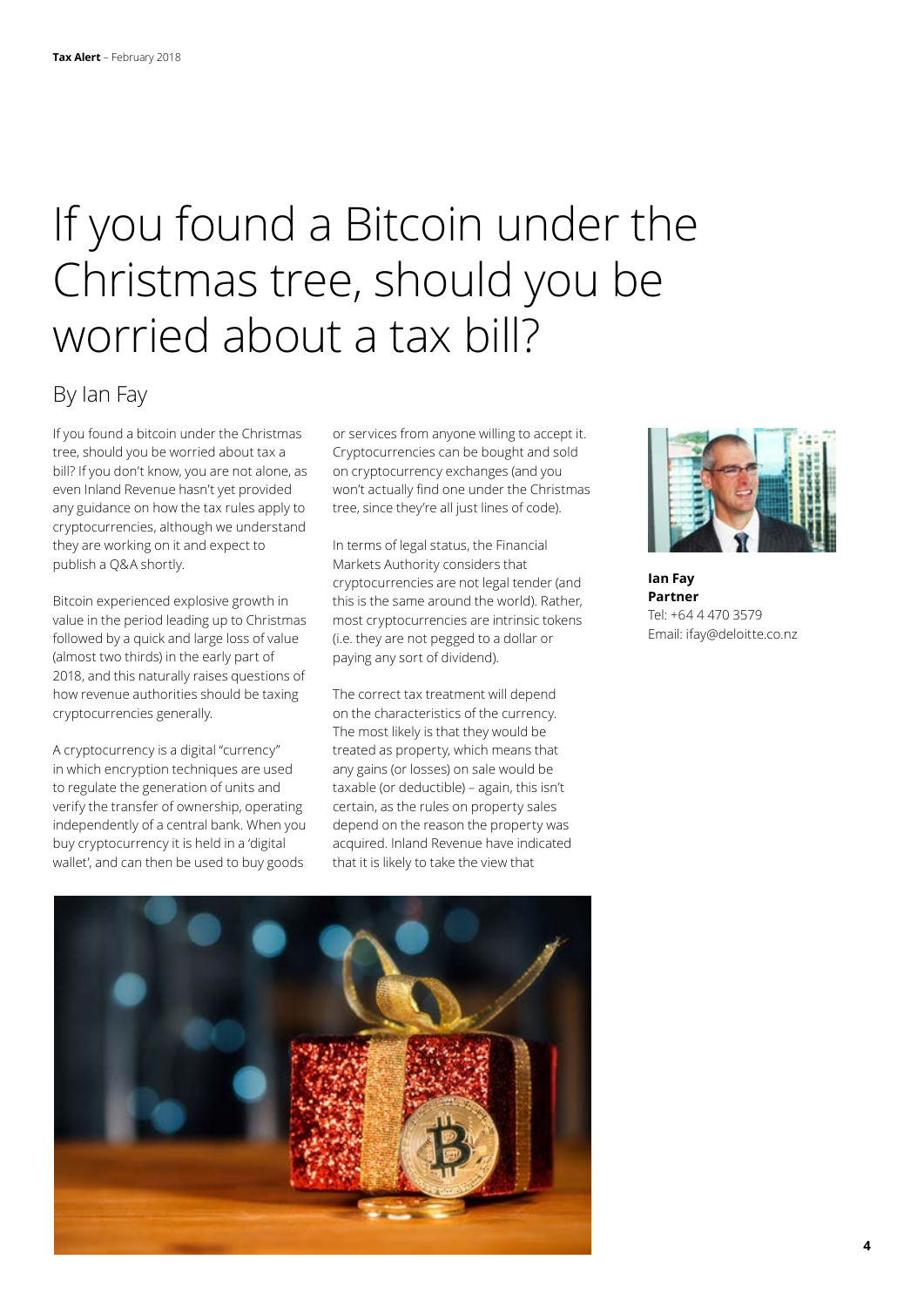# If you found a Bitcoin under the Christmas tree, should you be worried about a tax bill?

## By Ian Fay

If you found a bitcoin under the Christmas tree, should you be worried about tax a bill? If you don't know, you are not alone, as even Inland Revenue hasn't yet provided any guidance on how the tax rules apply to cryptocurrencies, although we understand they are working on it and expect to publish a Q&A shortly.

Bitcoin experienced explosive growth in value in the period leading up to Christmas followed by a quick and large loss of value (almost two thirds) in the early part of 2018, and this naturally raises questions of how revenue authorities should be taxing cryptocurrencies generally.

A cryptocurrency is a digital "currency" in which encryption techniques are used to regulate the generation of units and verify the transfer of ownership, operating independently of a central bank. When you buy cryptocurrency it is held in a 'digital wallet', and can then be used to buy goods or services from anyone willing to accept it. Cryptocurrencies can be bought and sold on cryptocurrency exchanges (and you won't actually find one under the Christmas tree, since they're all just lines of code).

In terms of legal status, the Financial Markets Authority considers that cryptocurrencies are not legal tender (and this is the same around the world). Rather, most cryptocurrencies are intrinsic tokens (i.e. they are not pegged to a dollar or paying any sort of dividend).

The correct tax treatment will depend on the characteristics of the currency. The most likely is that they would be treated as property, which means that any gains (or losses) on sale would be taxable (or deductible) – again, this isn't certain, as the rules on property sales depend on the reason the property was acquired. Inland Revenue have indicated that it is likely to take the view that

**Ian Fay**
**Partner**
Tel: +64 4 470 3579
Email: ifay@deloitte.co.nz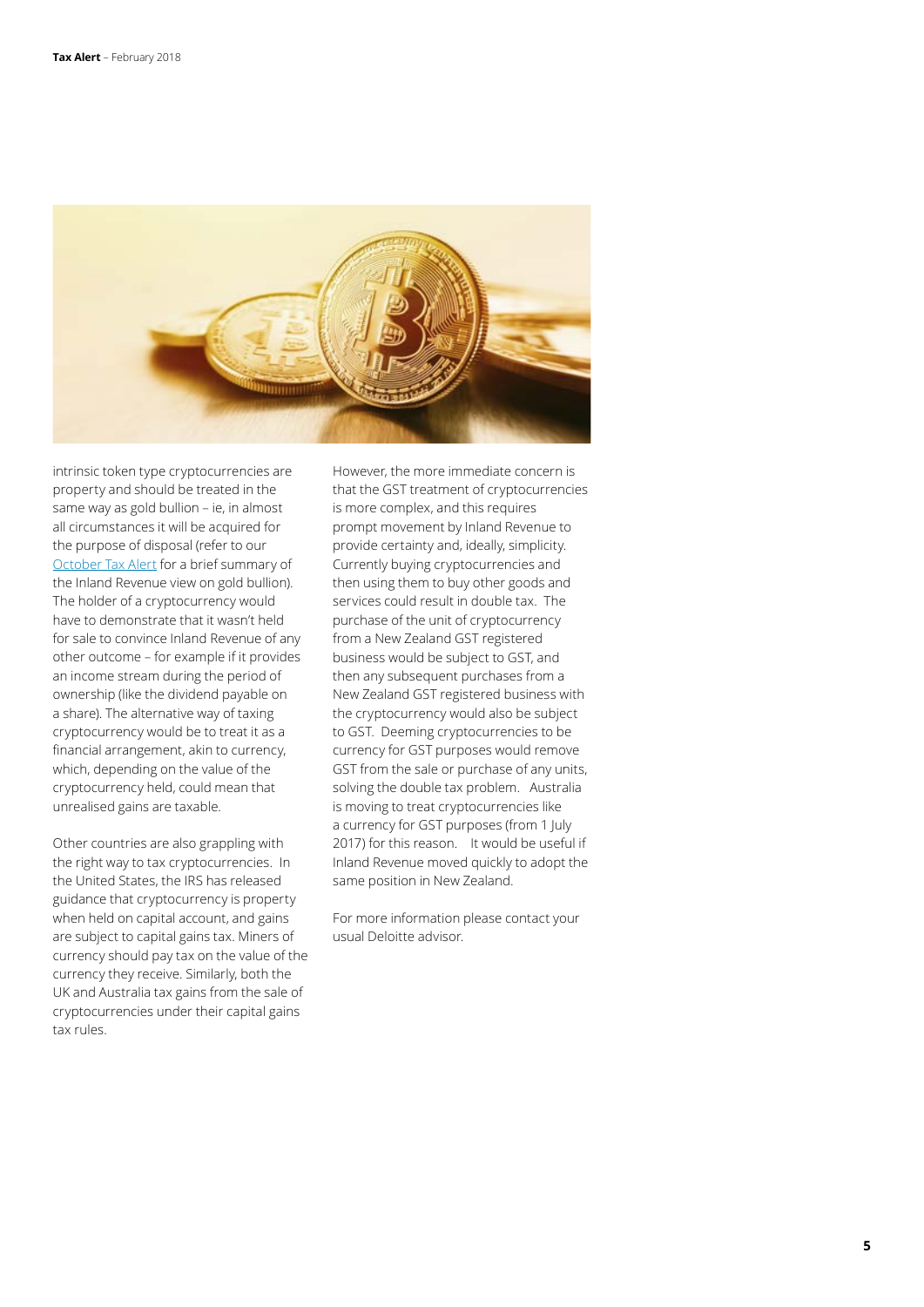intrinsic token type cryptocurrencies are property and should be treated in the same way as gold bullion – ie, in almost all circumstances it will be acquired for the purpose of disposal (refer to our October Tax Alert for a brief summary of the Inland Revenue view on gold bullion). The holder of a cryptocurrency would have to demonstrate that it wasn't held for sale to convince Inland Revenue of any other outcome – for example if it provides an income stream during the period of ownership (like the dividend payable on a share). The alternative way of taxing cryptocurrency would be to treat it as a financial arrangement, akin to currency, which, depending on the value of the cryptocurrency held, could mean that unrealised gains are taxable.

Other countries are also grappling with the right way to tax cryptocurrencies. In the United States, the IRS has released guidance that cryptocurrency is property when held on capital account, and gains are subject to capital gains tax. Miners of currency should pay tax on the value of the currency they receive. Similarly, both the UK and Australia tax gains from the sale of cryptocurrencies under their capital gains tax rules.

However, the more immediate concern is that the GST treatment of cryptocurrencies is more complex, and this requires prompt movement by Inland Revenue to provide certainty and, ideally, simplicity. Currently buying cryptocurrencies and then using them to buy other goods and services could result in double tax. The purchase of the unit of cryptocurrency from a New Zealand GST registered business would be subject to GST, and then any subsequent purchases from a New Zealand GST registered business with the cryptocurrency would also be subject to GST. Deeming cryptocurrencies to be currency for GST purposes would remove GST from the sale or purchase of any units, solving the double tax problem. Australia is moving to treat cryptocurrencies like a currency for GST purposes (from 1 July 2017) for this reason. It would be useful if Inland Revenue moved quickly to adopt the same position in New Zealand.

For more information please contact your usual Deloitte advisor.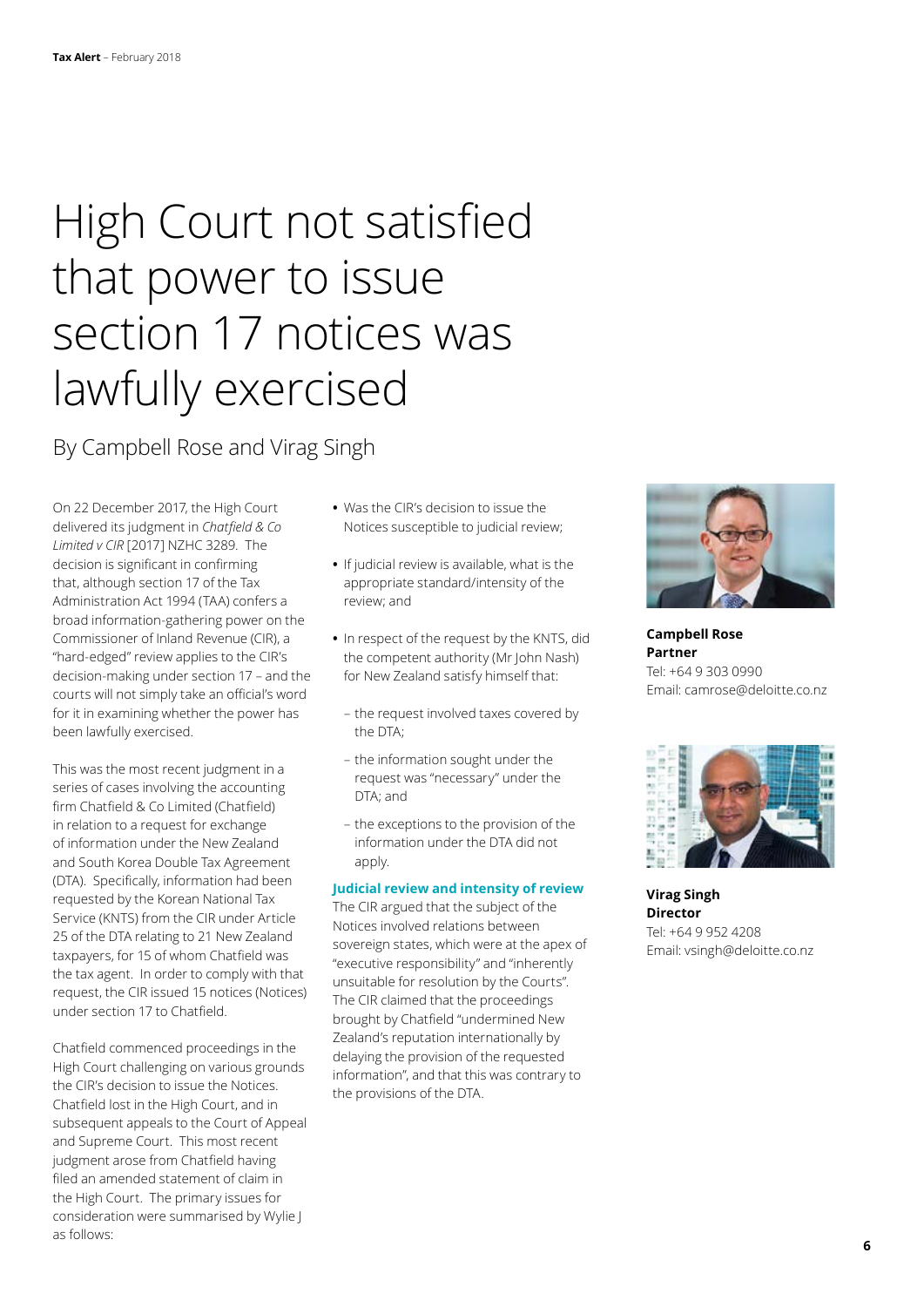# High Court not satisfied that power to issue section 17 notices was lawfully exercised

By Campbell Rose and Virag Singh

On 22 December 2017, the High Court delivered its judgment in *Chatfield & Co Limited v CIR* [2017] NZHC 3289. The decision is significant in confirming that, although section 17 of the Tax Administration Act 1994 (TAA) confers a broad information-gathering power on the Commissioner of Inland Revenue (CIR), a "hard-edged" review applies to the CIR's decision-making under section 17 – and the courts will not simply take an official's word for it in examining whether the power has been lawfully exercised.

This was the most recent judgment in a series of cases involving the accounting firm Chatfield & Co Limited (Chatfield) in relation to a request for exchange of information under the New Zealand and South Korea Double Tax Agreement (DTA). Specifically, information had been requested by the Korean National Tax Service (KNTS) from the CIR under Article 25 of the DTA relating to 21 New Zealand taxpayers, for 15 of whom Chatfield was the tax agent. In order to comply with that request, the CIR issued 15 notices (Notices) under section 17 to Chatfield.

Chatfield commenced proceedings in the High Court challenging on various grounds the CIR's decision to issue the Notices. Chatfield lost in the High Court, and in subsequent appeals to the Court of Appeal and Supreme Court. This most recent judgment arose from Chatfield having filed an amended statement of claim in the High Court. The primary issues for consideration were summarised by Wylie J as follows:

- Was the CIR's decision to issue the Notices susceptible to judicial review;
- If judicial review is available, what is the appropriate standard/intensity of the review; and
- In respect of the request by the KNTS, did the competent authority (Mr John Nash) for New Zealand satisfy himself that:
  - the request involved taxes covered by the DTA;
  - the information sought under the request was "necessary" under the DTA; and
  - the exceptions to the provision of the information under the DTA did not apply.

### Judicial review and intensity of review

The CIR argued that the subject of the Notices involved relations between sovereign states, which were at the apex of "executive responsibility" and "inherently unsuitable for resolution by the Courts". The CIR claimed that the proceedings brought by Chatfield "undermined New Zealand's reputation internationally by delaying the provision of the requested information", and that this was contrary to the provisions of the DTA.

**Campbell Rose**
**Partner**
Tel: +64 9 303 0990
Email: camrose@deloitte.co.nz

**Virag Singh**
**Director**
Tel: +64 9 952 4208
Email: vsingh@deloitte.co.nz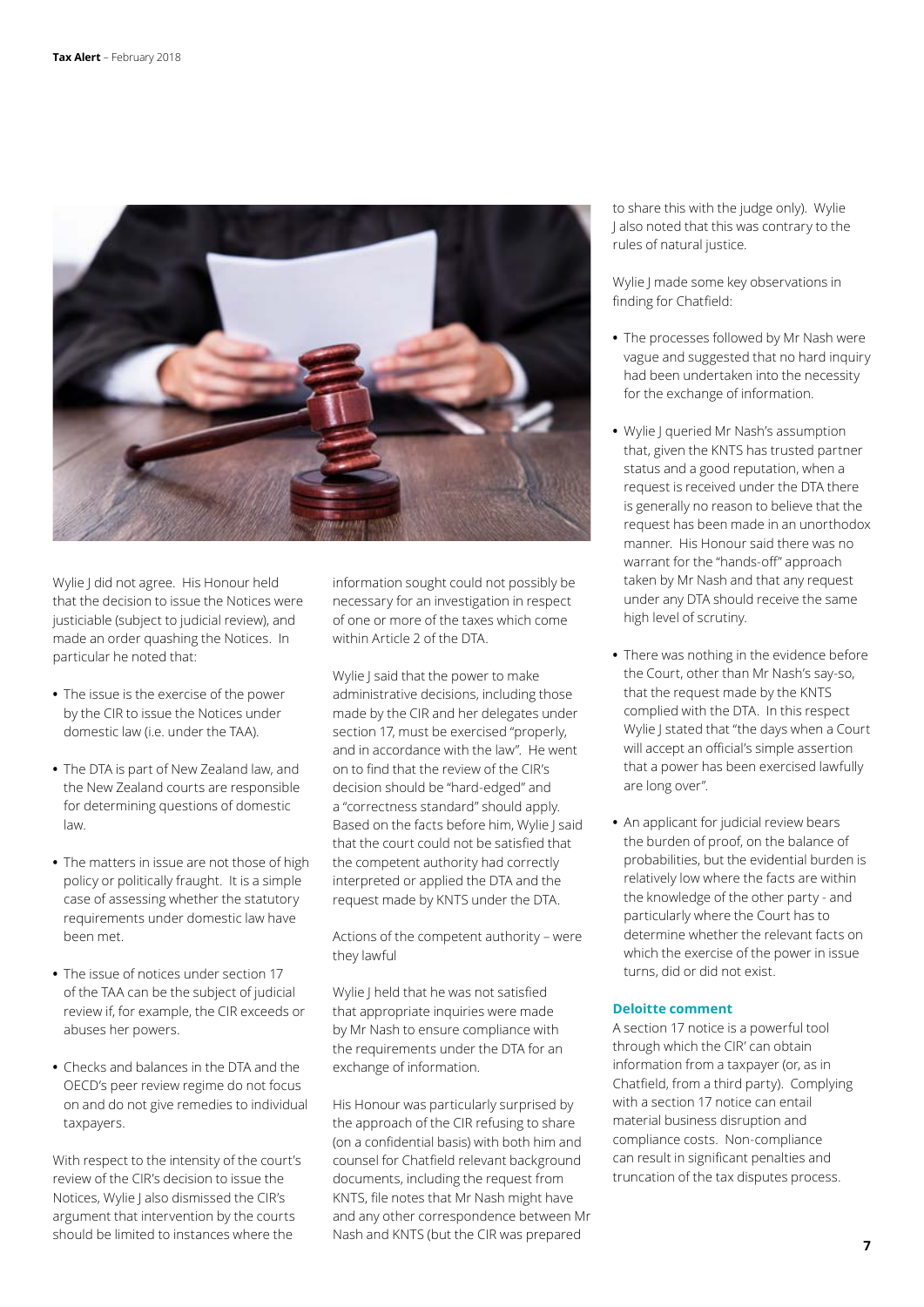Wylie J did not agree. His Honour held that the decision to issue the Notices were justiciable (subject to judicial review), and made an order quashing the Notices. In particular he noted that:

- The issue is the exercise of the power by the CIR to issue the Notices under domestic law (i.e. under the TAA).
- The DTA is part of New Zealand law, and the New Zealand courts are responsible for determining questions of domestic law.
- The matters in issue are not those of high policy or politically fraught. It is a simple case of assessing whether the statutory requirements under domestic law have been met.
- The issue of notices under section 17 of the TAA can be the subject of judicial review if, for example, the CIR exceeds or abuses her powers.
- Checks and balances in the DTA and the OECD's peer review regime do not focus on and do not give remedies to individual taxpayers.

With respect to the intensity of the court's review of the CIR's decision to issue the Notices, Wylie J also dismissed the CIR's argument that intervention by the courts should be limited to instances where the information sought could not possibly be necessary for an investigation in respect of one or more of the taxes which come within Article 2 of the DTA.

Wylie J said that the power to make administrative decisions, including those made by the CIR and her delegates under section 17, must be exercised "properly, and in accordance with the law". He went on to find that the review of the CIR's decision should be "hard-edged" and a "correctness standard" should apply. Based on the facts before him, Wylie J said that the court could not be satisfied that the competent authority had correctly interpreted or applied the DTA and the request made by KNTS under the DTA.

Actions of the competent authority – were they lawful

Wylie J held that he was not satisfied that appropriate inquiries were made by Mr Nash to ensure compliance with the requirements under the DTA for an exchange of information.

His Honour was particularly surprised by the approach of the CIR refusing to share (on a confidential basis) with both him and counsel for Chatfield relevant background documents, including the request from KNTS, file notes that Mr Nash might have and any other correspondence between Mr Nash and KNTS (but the CIR was prepared to share this with the judge only). Wylie J also noted that this was contrary to the rules of natural justice.

Wylie J made some key observations in finding for Chatfield:

- The processes followed by Mr Nash were vague and suggested that no hard inquiry had been undertaken into the necessity for the exchange of information.
- Wylie J queried Mr Nash's assumption that, given the KNTS has trusted partner status and a good reputation, when a request is received under the DTA there is generally no reason to believe that the request has been made in an unorthodox manner. His Honour said there was no warrant for the "hands-off" approach taken by Mr Nash and that any request under any DTA should receive the same high level of scrutiny.
- There was nothing in the evidence before the Court, other than Mr Nash's say-so, that the request made by the KNTS complied with the DTA. In this respect Wylie J stated that "the days when a Court will accept an official's simple assertion that a power has been exercised lawfully are long over".
- An applicant for judicial review bears the burden of proof, on the balance of probabilities, but the evidential burden is relatively low where the facts are within the knowledge of the other party - and particularly where the Court has to determine whether the relevant facts on which the exercise of the power in issue turns, did or did not exist.

**Deloitte comment**

A section 17 notice is a powerful tool through which the CIR' can obtain information from a taxpayer (or, as in Chatfield, from a third party). Complying with a section 17 notice can entail material business disruption and compliance costs. Non-compliance can result in significant penalties and truncation of the tax disputes process.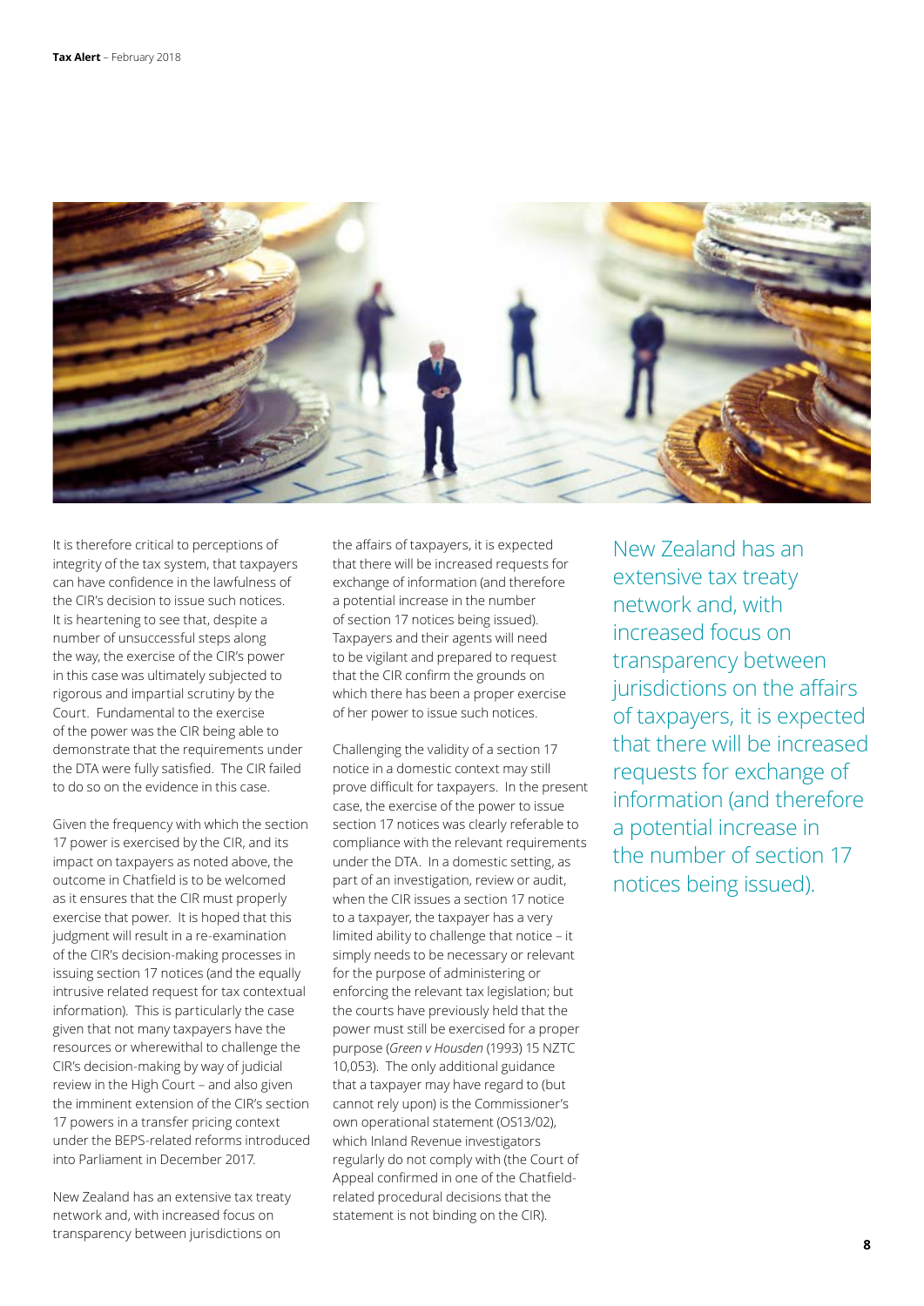It is therefore critical to perceptions of integrity of the tax system, that taxpayers can have confidence in the lawfulness of the CIR's decision to issue such notices. It is heartening to see that, despite a number of unsuccessful steps along the way, the exercise of the CIR's power in this case was ultimately subjected to rigorous and impartial scrutiny by the Court. Fundamental to the exercise of the power was the CIR being able to demonstrate that the requirements under the DTA were fully satisfied. The CIR failed to do so on the evidence in this case.

Given the frequency with which the section 17 power is exercised by the CIR, and its impact on taxpayers as noted above, the outcome in Chatfield is to be welcomed as it ensures that the CIR must properly exercise that power. It is hoped that this judgment will result in a re-examination of the CIR's decision-making processes in issuing section 17 notices (and the equally intrusive related request for tax contextual information). This is particularly the case given that not many taxpayers have the resources or wherewithal to challenge the CIR's decision-making by way of judicial review in the High Court – and also given the imminent extension of the CIR's section 17 powers in a transfer pricing context under the BEPS-related reforms introduced into Parliament in December 2017.

New Zealand has an extensive tax treaty network and, with increased focus on transparency between jurisdictions on the affairs of taxpayers, it is expected that there will be increased requests for exchange of information (and therefore a potential increase in the number of section 17 notices being issued). Taxpayers and their agents will need to be vigilant and prepared to request that the CIR confirm the grounds on which there has been a proper exercise of her power to issue such notices.

Challenging the validity of a section 17 notice in a domestic context may still prove difficult for taxpayers. In the present case, the exercise of the power to issue section 17 notices was clearly referable to compliance with the relevant requirements under the DTA. In a domestic setting, as part of an investigation, review or audit, when the CIR issues a section 17 notice to a taxpayer, the taxpayer has a very limited ability to challenge that notice – it simply needs to be necessary or relevant for the purpose of administering or enforcing the relevant tax legislation; but the courts have previously held that the power must still be exercised for a proper purpose (*Green v Housden* (1993) 15 NZTC 10,053). The only additional guidance that a taxpayer may have regard to (but cannot rely upon) is the Commissioner's own operational statement (OS13/02), which Inland Revenue investigators regularly do not comply with (the Court of Appeal confirmed in one of the Chatfield-related procedural decisions that the statement is not binding on the CIR).

> New Zealand has an extensive tax treaty network and, with increased focus on transparency between jurisdictions on the affairs of taxpayers, it is expected that there will be increased requests for exchange of information (and therefore a potential increase in the number of section 17 notices being issued).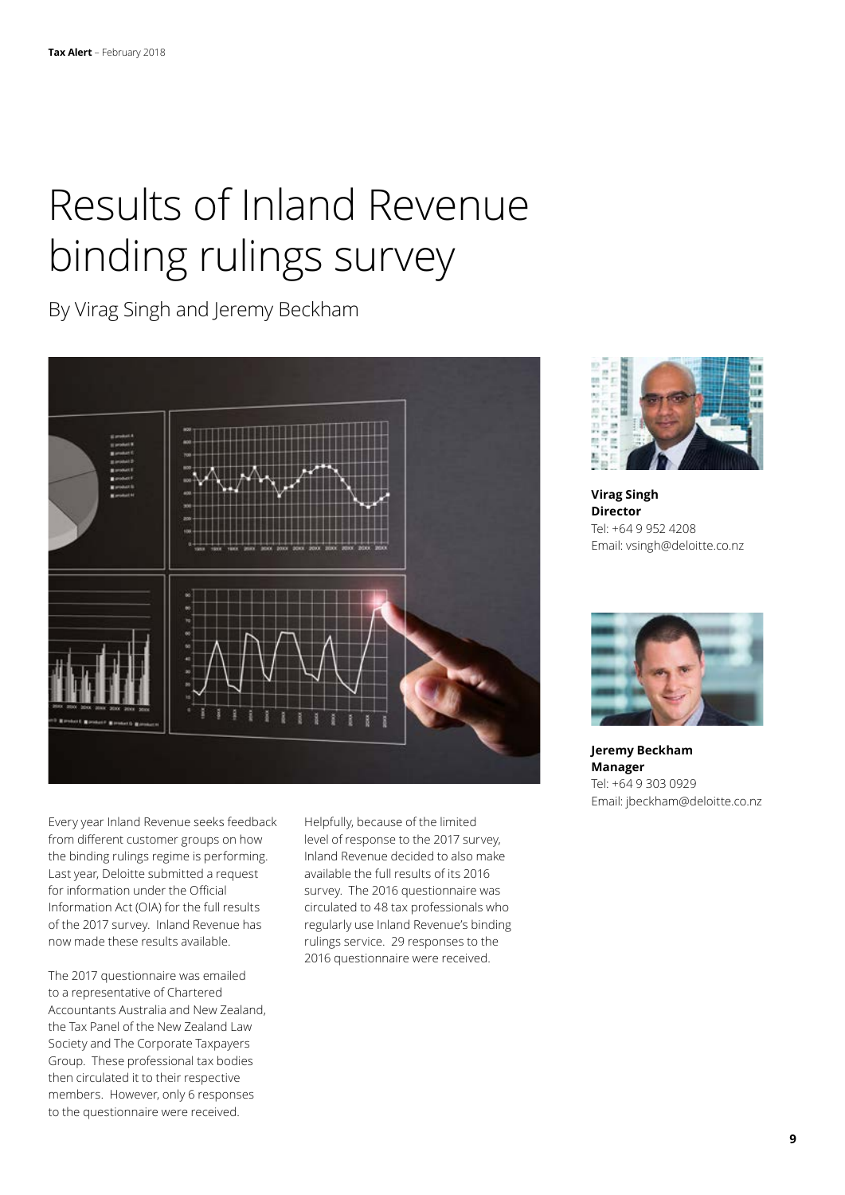# Results of Inland Revenue binding rulings survey

By Virag Singh and Jeremy Beckham

**Virag Singh**
**Director**
Tel: +64 9 952 4208
Email: vsingh@deloitte.co.nz

**Jeremy Beckham**
**Manager**
Tel: +64 9 303 0929
Email: jbeckham@deloitte.co.nz

Every year Inland Revenue seeks feedback from different customer groups on how the binding rulings regime is performing. Last year, Deloitte submitted a request for information under the Official Information Act (OIA) for the full results of the 2017 survey. Inland Revenue has now made these results available.

The 2017 questionnaire was emailed to a representative of Chartered Accountants Australia and New Zealand, the Tax Panel of the New Zealand Law Society and The Corporate Taxpayers Group. These professional tax bodies then circulated it to their respective members. However, only 6 responses to the questionnaire were received.

Helpfully, because of the limited level of response to the 2017 survey, Inland Revenue decided to also make available the full results of its 2016 survey. The 2016 questionnaire was circulated to 48 tax professionals who regularly use Inland Revenue's binding rulings service. 29 responses to the 2016 questionnaire were received.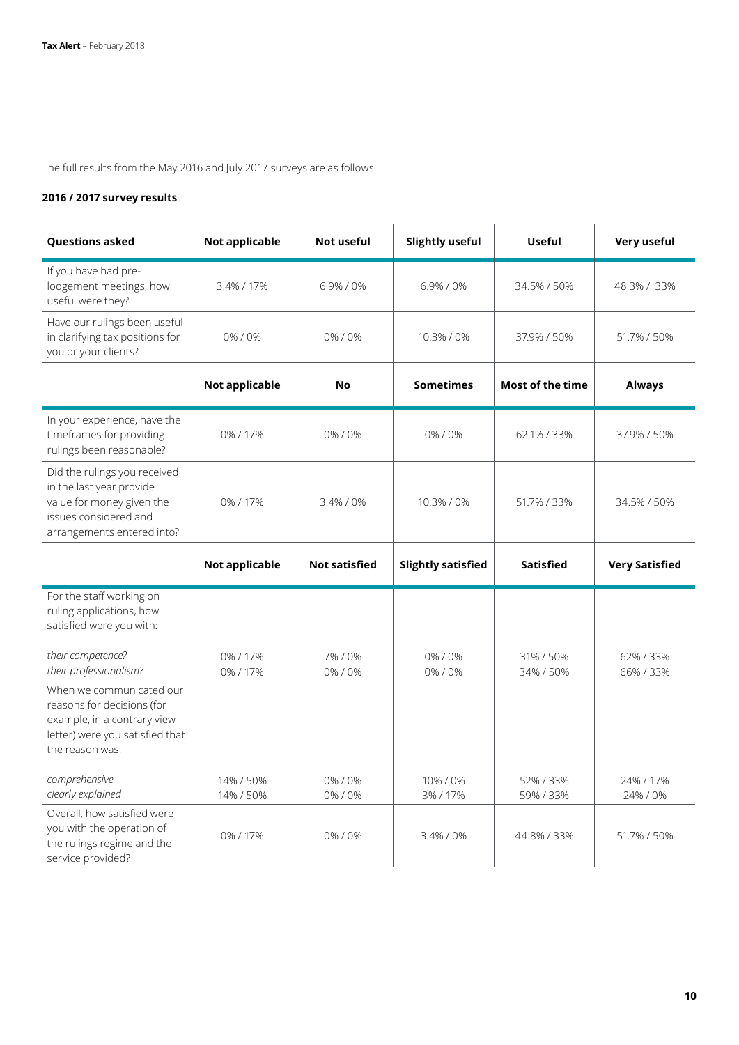The full results from the May 2016 and July 2017 surveys are as follows

**2016 / 2017 survey results**

| Questions asked | Not applicable | Not useful | Slightly useful | Useful | Very useful |
|---|---|---|---|---|---|
| If you have had pre-lodgement meetings, how useful were they? | 3.4% / 17% | 6.9% / 0% | 6.9% / 0% | 34.5% / 50% | 48.3% / 33% |
| Have our rulings been useful in clarifying tax positions for you or your clients? | 0% / 0% | 0% / 0% | 10.3% / 0% | 37.9% / 50% | 51.7% / 50% |
| | **Not applicable** | **No** | **Sometimes** | **Most of the time** | **Always** |
| In your experience, have the timeframes for providing rulings been reasonable? | 0% / 17% | 0% / 0% | 0% / 0% | 62.1% / 33% | 37.9% / 50% |
| Did the rulings you received in the last year provide value for money given the issues considered and arrangements entered into? | 0% / 17% | 3.4% / 0% | 10.3% / 0% | 51.7% / 33% | 34.5% / 50% |
| | **Not applicable** | **Not satisfied** | **Slightly satisfied** | **Satisfied** | **Very Satisfied** |
| For the staff working on ruling applications, how satisfied were you with: | | | | | |
| *their competence?* | 0% / 17% | 7% / 0% | 0% / 0% | 31% / 50% | 62% / 33% |
| *their professionalism?* | 0% / 17% | 0% / 0% | 0% / 0% | 34% / 50% | 66% / 33% |
| When we communicated our reasons for decisions (for example, in a contrary view letter) were you satisfied that the reason was: | | | | | |
| *comprehensive* | 14% / 50% | 0% / 0% | 10% / 0% | 52% / 33% | 24% / 17% |
| *clearly explained* | 14% / 50% | 0% / 0% | 3% / 17% | 59% / 33% | 24% / 0% |
| Overall, how satisfied were you with the operation of the rulings regime and the service provided? | 0% / 17% | 0% / 0% | 3.4% / 0% | 44.8% / 33% | 51.7% / 50% |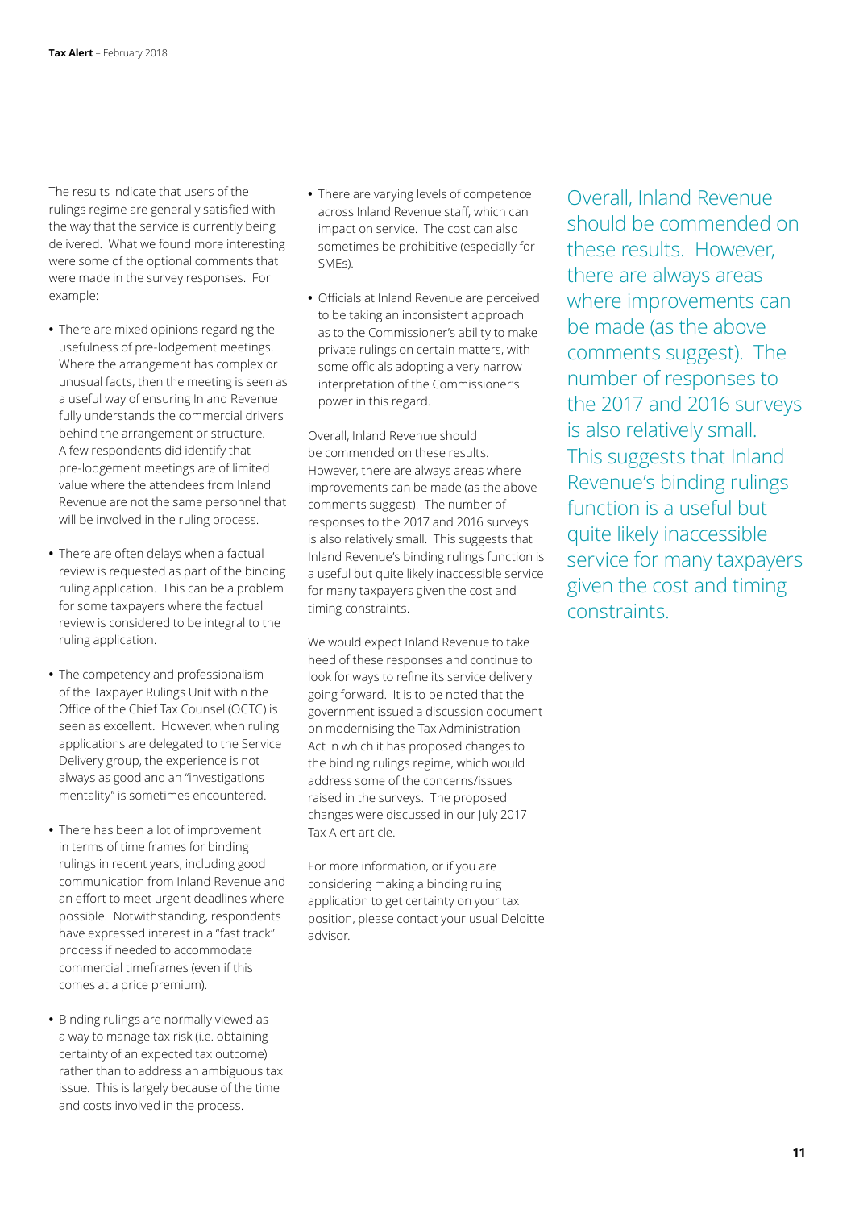The results indicate that users of the rulings regime are generally satisfied with the way that the service is currently being delivered. What we found more interesting were some of the optional comments that were made in the survey responses. For example:

- There are mixed opinions regarding the usefulness of pre-lodgement meetings. Where the arrangement has complex or unusual facts, then the meeting is seen as a useful way of ensuring Inland Revenue fully understands the commercial drivers behind the arrangement or structure. A few respondents did identify that pre-lodgement meetings are of limited value where the attendees from Inland Revenue are not the same personnel that will be involved in the ruling process.

- There are often delays when a factual review is requested as part of the binding ruling application. This can be a problem for some taxpayers where the factual review is considered to be integral to the ruling application.

- The competency and professionalism of the Taxpayer Rulings Unit within the Office of the Chief Tax Counsel (OCTC) is seen as excellent. However, when ruling applications are delegated to the Service Delivery group, the experience is not always as good and an "investigations mentality" is sometimes encountered.

- There has been a lot of improvement in terms of time frames for binding rulings in recent years, including good communication from Inland Revenue and an effort to meet urgent deadlines where possible. Notwithstanding, respondents have expressed interest in a "fast track" process if needed to accommodate commercial timeframes (even if this comes at a price premium).

- Binding rulings are normally viewed as a way to manage tax risk (i.e. obtaining certainty of an expected tax outcome) rather than to address an ambiguous tax issue. This is largely because of the time and costs involved in the process.

- There are varying levels of competence across Inland Revenue staff, which can impact on service. The cost can also sometimes be prohibitive (especially for SMEs).

- Officials at Inland Revenue are perceived to be taking an inconsistent approach as to the Commissioner's ability to make private rulings on certain matters, with some officials adopting a very narrow interpretation of the Commissioner's power in this regard.

Overall, Inland Revenue should be commended on these results. However, there are always areas where improvements can be made (as the above comments suggest). The number of responses to the 2017 and 2016 surveys is also relatively small. This suggests that Inland Revenue's binding rulings function is a useful but quite likely inaccessible service for many taxpayers given the cost and timing constraints.

We would expect Inland Revenue to take heed of these responses and continue to look for ways to refine its service delivery going forward. It is to be noted that the government issued a discussion document on modernising the Tax Administration Act in which it has proposed changes to the binding rulings regime, which would address some of the concerns/issues raised in the surveys. The proposed changes were discussed in our July 2017 Tax Alert article.

For more information, or if you are considering making a binding ruling application to get certainty on your tax position, please contact your usual Deloitte advisor.

> Overall, Inland Revenue should be commended on these results. However, there are always areas where improvements can be made (as the above comments suggest). The number of responses to the 2017 and 2016 surveys is also relatively small. This suggests that Inland Revenue's binding rulings function is a useful but quite likely inaccessible service for many taxpayers given the cost and timing constraints.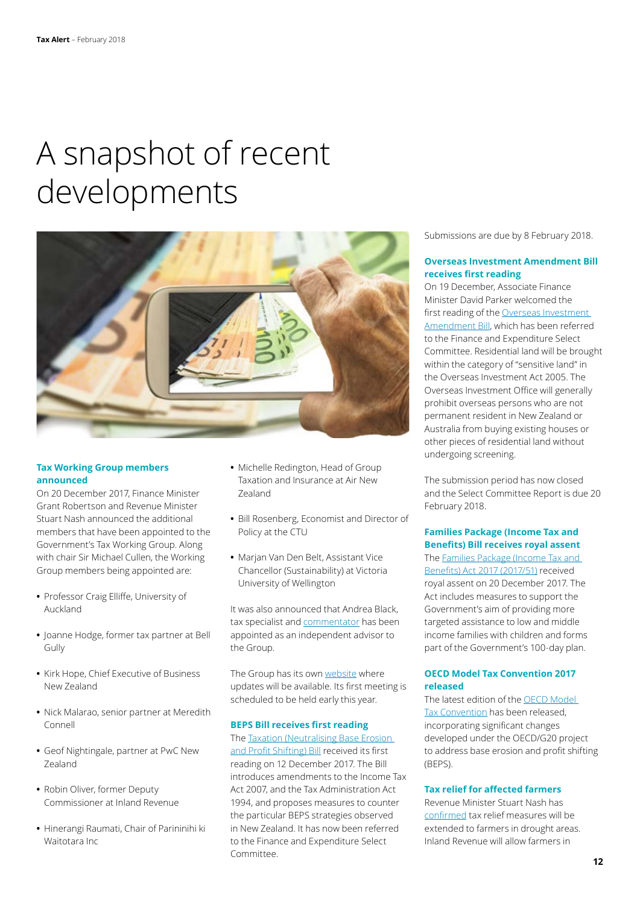# A snapshot of recent developments

## Tax Working Group members announced

On 20 December 2017, Finance Minister Grant Robertson and Revenue Minister Stuart Nash announced the additional members that have been appointed to the Government's Tax Working Group. Along with chair Sir Michael Cullen, the Working Group members being appointed are:

- Professor Craig Elliffe, University of Auckland
- Joanne Hodge, former tax partner at Bell Gully
- Kirk Hope, Chief Executive of Business New Zealand
- Nick Malarao, senior partner at Meredith Connell
- Geof Nightingale, partner at PwC New Zealand
- Robin Oliver, former Deputy Commissioner at Inland Revenue
- Hinerangi Raumati, Chair of Parininihi ki Waitotara Inc
- Michelle Redington, Head of Group Taxation and Insurance at Air New Zealand
- Bill Rosenberg, Economist and Director of Policy at the CTU
- Marjan Van Den Belt, Assistant Vice Chancellor (Sustainability) at Victoria University of Wellington

It was also announced that Andrea Black, tax specialist and commentator has been appointed as an independent advisor to the Group.

The Group has its own website where updates will be available. Its first meeting is scheduled to be held early this year.

## BEPS Bill receives first reading

The Taxation (Neutralising Base Erosion and Profit Shifting) Bill received its first reading on 12 December 2017. The Bill introduces amendments to the Income Tax Act 2007, and the Tax Administration Act 1994, and proposes measures to counter the particular BEPS strategies observed in New Zealand. It has now been referred to the Finance and Expenditure Select Committee.

Submissions are due by 8 February 2018.

## Overseas Investment Amendment Bill receives first reading

On 19 December, Associate Finance Minister David Parker welcomed the first reading of the Overseas Investment Amendment Bill, which has been referred to the Finance and Expenditure Select Committee. Residential land will be brought within the category of "sensitive land" in the Overseas Investment Act 2005. The Overseas Investment Office will generally prohibit overseas persons who are not permanent resident in New Zealand or Australia from buying existing houses or other pieces of residential land without undergoing screening.

The submission period has now closed and the Select Committee Report is due 20 February 2018.

## Families Package (Income Tax and Benefits) Bill receives royal assent

The Families Package (Income Tax and Benefits) Act 2017 (2017/51) received royal assent on 20 December 2017. The Act includes measures to support the Government's aim of providing more targeted assistance to low and middle income families with children and forms part of the Government's 100-day plan.

## OECD Model Tax Convention 2017 released

The latest edition of the OECD Model Tax Convention has been released, incorporating significant changes developed under the OECD/G20 project to address base erosion and profit shifting (BEPS).

## Tax relief for affected farmers

Revenue Minister Stuart Nash has confirmed tax relief measures will be extended to farmers in drought areas. Inland Revenue will allow farmers in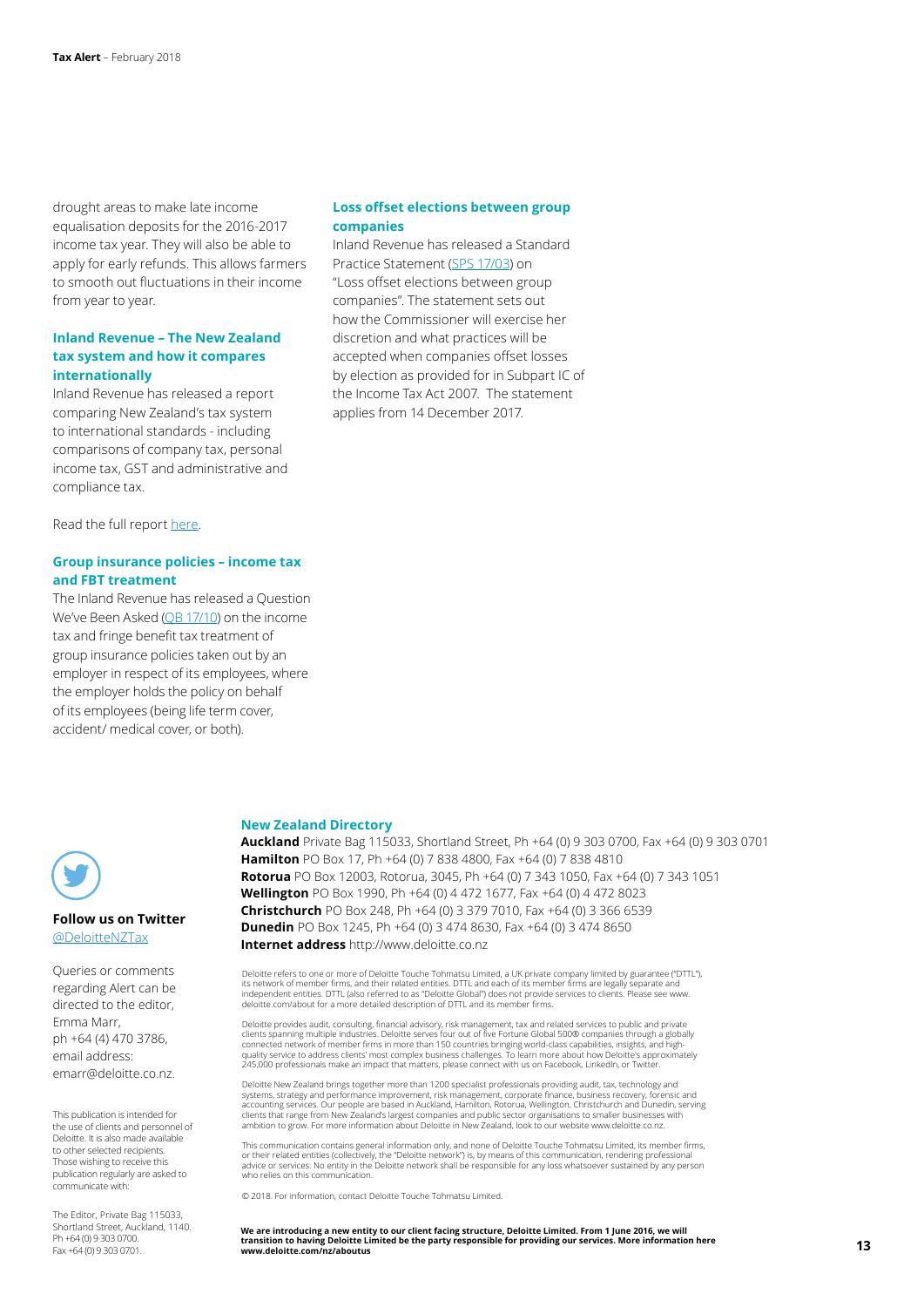drought areas to make late income equalisation deposits for the 2016-2017 income tax year. They will also be able to apply for early refunds. This allows farmers to smooth out fluctuations in their income from year to year.

### Inland Revenue – The New Zealand tax system and how it compares internationally

Inland Revenue has released a report comparing New Zealand's tax system to international standards - including comparisons of company tax, personal income tax, GST and administrative and compliance tax.

Read the full report here.

### Group insurance policies – income tax and FBT treatment

The Inland Revenue has released a Question We've Been Asked (QB 17/10) on the income tax and fringe benefit tax treatment of group insurance policies taken out by an employer in respect of its employees, where the employer holds the policy on behalf of its employees (being life term cover, accident/ medical cover, or both).

### Loss offset elections between group companies

Inland Revenue has released a Standard Practice Statement (SPS 17/03) on "Loss offset elections between group companies". The statement sets out how the Commissioner will exercise her discretion and what practices will be accepted when companies offset losses by election as provided for in Subpart IC of the Income Tax Act 2007. The statement applies from 14 December 2017.

**Follow us on Twitter**
@DeloitteNZTax

Queries or comments regarding Alert can be directed to the editor, Emma Marr, ph +64 (4) 470 3786, email address: emarr@deloitte.co.nz.

This publication is intended for the use of clients and personnel of Deloitte. It is also made available to other selected recipients. Those wishing to receive this publication regularly are asked to communicate with:

The Editor, Private Bag 115033, Shortland Street, Auckland, 1140. Ph +64 (0) 9 303 0700. Fax +64 (0) 9 303 0701.

### New Zealand Directory

**Auckland** Private Bag 115033, Shortland Street, Ph +64 (0) 9 303 0700, Fax +64 (0) 9 303 0701
**Hamilton** PO Box 17, Ph +64 (0) 7 838 4800, Fax +64 (0) 7 838 4810
**Rotorua** PO Box 12003, Rotorua, 3045, Ph +64 (0) 7 343 1050, Fax +64 (0) 7 343 1051
**Wellington** PO Box 1990, Ph +64 (0) 4 472 1677, Fax +64 (0) 4 472 8023
**Christchurch** PO Box 248, Ph +64 (0) 3 379 7010, Fax +64 (0) 3 366 6539
**Dunedin** PO Box 1245, Ph +64 (0) 3 474 8630, Fax +64 (0) 3 474 8650
**Internet address** http://www.deloitte.co.nz

Deloitte refers to one or more of Deloitte Touche Tohmatsu Limited, a UK private company limited by guarantee ("DTTL"), its network of member firms, and their related entities. DTTL and each of its member firms are legally separate and independent entities. DTTL (also referred to as "Deloitte Global") does not provide services to clients. Please see www.deloitte.com/about for a more detailed description of DTTL and its member firms.

Deloitte provides audit, consulting, financial advisory, risk management, tax and related services to public and private clients spanning multiple industries. Deloitte serves four out of five Fortune Global 500® companies through a globally connected network of member firms in more than 150 countries bringing world-class capabilities, insights, and high-quality service to address clients' most complex business challenges. To learn more about how Deloitte's approximately 245,000 professionals make an impact that matters, please connect with us on Facebook, LinkedIn, or Twitter.

Deloitte New Zealand brings together more than 1200 specialist professionals providing audit, tax, technology and systems, strategy and performance improvement, risk management, corporate finance, business recovery, forensic and accounting services. Our people are based in Auckland, Hamilton, Rotorua, Wellington, Christchurch and Dunedin, serving clients that range from New Zealand's largest companies and public sector organisations to smaller businesses with ambition to grow. For more information about Deloitte in New Zealand, look to our website www.deloitte.co.nz.

This communication contains general information only, and none of Deloitte Touche Tohmatsu Limited, its member firms, or their related entities (collectively, the "Deloitte network") is, by means of this communication, rendering professional advice or services. No entity in the Deloitte network shall be responsible for any loss whatsoever sustained by any person who relies on this communication.

© 2018. For information, contact Deloitte Touche Tohmatsu Limited.

**We are introducing a new entity to our client facing structure, Deloitte Limited. From 1 June 2016, we will transition to having Deloitte Limited be the party responsible for providing our services. More information here www.deloitte.com/nz/aboutus**